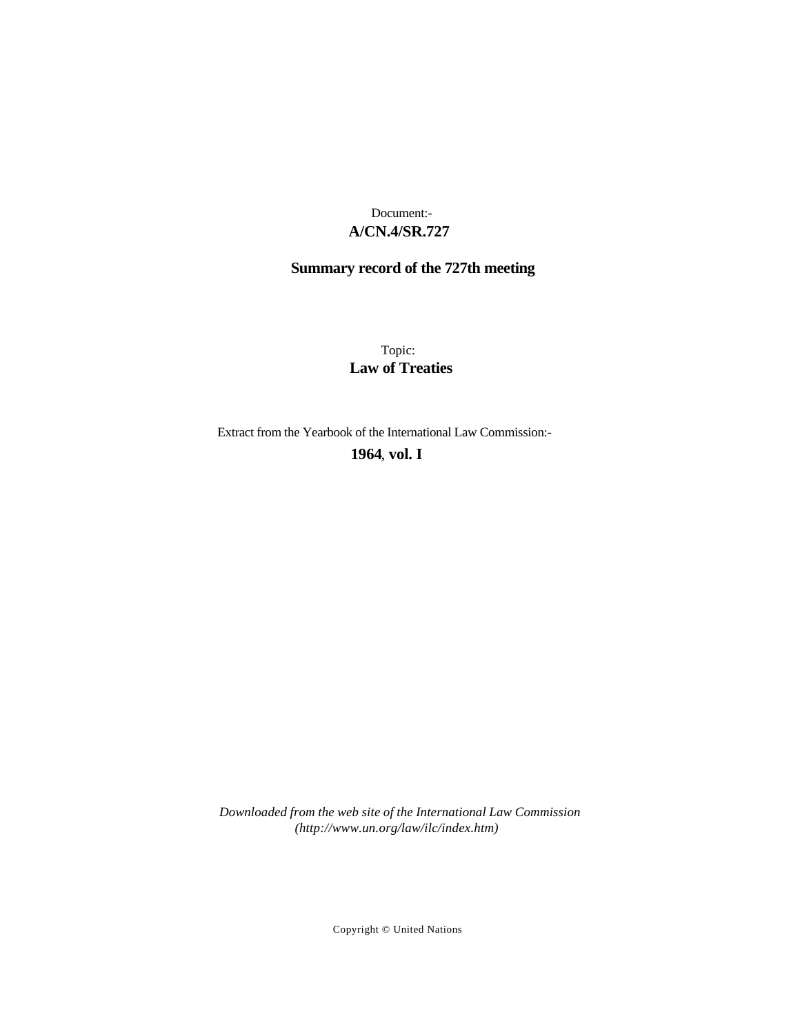Document:-

**A/CN.4/SR.727**

**Summary record of the 727th meeting**

Topic:

**Law of Treaties**

Extract from the Yearbook of the International Law Commission:-

**1964, vol. I**

*Downloaded from the web site of the International Law Commission (http://www.un.org/law/ilc/index.htm)*

Copyright © United Nations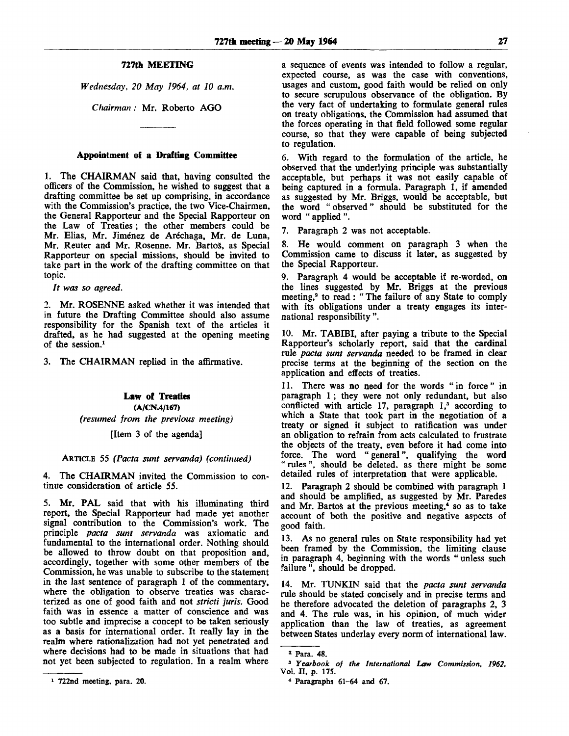## 727th MEETING

*Wednesday, 20 May 1964, at 10 a.m.*

*Chairman:* Mr. Roberto AGO

---

### Appointment of a Drafting Committee

1. The CHAIRMAN said that, having consulted the officers of the Commission, he wished to suggest that a drafting committee be set up comprising, in accordance with the Commission's practice, the two Vice-Chairmen, the General Rapporteur and the Special Rapporteur on the Law of Treaties; the other members could be Mr. Elias, Mr. Jiménez de Aréchaga, Mr. de Luna, Mr. Reuter and Mr. Rosenne. Mr. Bartoš, as Special Rapporteur on special missions, should be invited to take part in the work of the drafting committee on that topic.

*It was so agreed.*

2. Mr. ROSENNE asked whether it was intended that in future the Drafting Committee should also assume responsibility for the Spanish text of the articles it drafted, as he had suggested at the opening meeting of the session.[1]

3. The CHAIRMAN replied in the affirmative.

### Law of Treaties
### (A/CN.4/167)
*(resumed from the previous meeting)*

[Item 3 of the agenda]

ARTICLE 55 *(Pacta sunt servanda) (continued)*

4. The CHAIRMAN invited the Commission to continue consideration of article 55.

5. Mr. PAL said that with his illuminating third report, the Special Rapporteur had made yet another signal contribution to the Commission's work. The principle *pacta sunt servanda* was axiomatic and fundamental to the international order. Nothing should be allowed to throw doubt on that proposition and, accordingly, together with some other members of the Commission, he was unable to subscribe to the statement in the last sentence of paragraph 1 of the commentary, where the obligation to observe treaties was characterized as one of good faith and not *stricti juris*. Good faith was in essence a matter of conscience and was too subtle and imprecise a concept to be taken seriously as a basis for international order. It really lay in the realm where rationalization had not yet penetrated and where decisions had to be made in situations that had not yet been subjected to regulation. In a realm where a sequence of events was intended to follow a regular, expected course, as was the case with conventions, usages and custom, good faith would be relied on only to secure scrupulous observance of the obligation. By the very fact of undertaking to formulate general rules on treaty obligations, the Commission had assumed that the forces operating in that field followed some regular course, so that they were capable of being subjected to regulation.

6. With regard to the formulation of the article, he observed that the underlying principle was substantially acceptable, but perhaps it was not easily capable of being captured in a formula. Paragraph 1, if amended as suggested by Mr. Briggs, would be acceptable, but the word "observed" should be substituted for the word "applied".

7. Paragraph 2 was not acceptable.

8. He would comment on paragraph 3 when the Commission came to discuss it later, as suggested by the Special Rapporteur.

9. Paragraph 4 would be acceptable if re-worded, on the lines suggested by Mr. Briggs at the previous meeting,[2] to read: "The failure of any State to comply with its obligations under a treaty engages its international responsibility".

10. Mr. TABIBI, after paying a tribute to the Special Rapporteur's scholarly report, said that the cardinal rule *pacta sunt servanda* needed to be framed in clear precise terms at the beginning of the section on the application and effects of treaties.

11. There was no need for the words "in force" in paragraph 1; they were not only redundant, but also conflicted with article 17, paragraph 1,[3] according to which a State that took part in the negotiation of a treaty or signed it subject to ratification was under an obligation to refrain from acts calculated to frustrate the objects of the treaty, even before it had come into force. The word "general", qualifying the word "rules", should be deleted, as there might be some detailed rules of interpretation that were applicable.

12. Paragraph 2 should be combined with paragraph 1 and should be amplified, as suggested by Mr. Paredes and Mr. Bartoš at the previous meeting,[4] so as to take account of both the positive and negative aspects of good faith.

13. As no general rules on State responsibility had yet been framed by the Commission, the limiting clause in paragraph 4, beginning with the words "unless such failure", should be dropped.

14. Mr. TUNKIN said that the *pacta sunt servanda* rule should be stated concisely and in precise terms and he therefore advocated the deletion of paragraphs 2, 3 and 4. The rule was, in his opinion, of much wider application than the law of treaties, as agreement between States underlay every norm of international law.

---

[1] 722nd meeting, para. 20.

[2] Para. 48.

[3] *Yearbook of the International Law Commission, 1962*, Vol. II, p. 175.

[4] Paragraphs 61-64 and 67.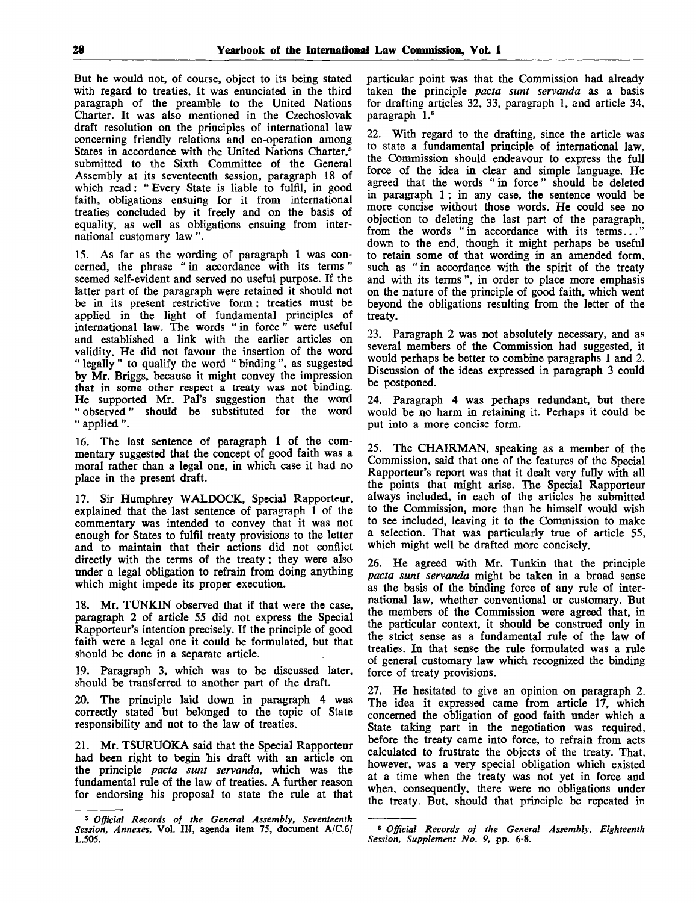But he would not, of course, object to its being stated with regard to treaties. It was enunciated in the third paragraph of the preamble to the United Nations Charter. It was also mentioned in the Czechoslovak draft resolution on the principles of international law concerning friendly relations and co-operation among States in accordance with the United Nations Charter,[5] submitted to the Sixth Committee of the General Assembly at its seventeenth session, paragraph 18 of which read: "Every State is liable to fulfil, in good faith, obligations ensuing for it from international treaties concluded by it freely and on the basis of equality, as well as obligations ensuing from international customary law".

15. As far as the wording of paragraph 1 was concerned, the phrase "in accordance with its terms" seemed self-evident and served no useful purpose. If the latter part of the paragraph were retained it should not be in its present restrictive form: treaties must be applied in the light of fundamental principles of international law. The words "in force" were useful and established a link with the earlier articles on validity. He did not favour the insertion of the word "legally" to qualify the word "binding", as suggested by Mr. Briggs, because it might convey the impression that in some other respect a treaty was not binding. He supported Mr. Pal's suggestion that the word "observed" should be substituted for the word "applied".

16. The last sentence of paragraph 1 of the commentary suggested that the concept of good faith was a moral rather than a legal one, in which case it had no place in the present draft.

17. Sir Humphrey WALDOCK, Special Rapporteur, explained that the last sentence of paragraph 1 of the commentary was intended to convey that it was not enough for States to fulfil treaty provisions to the letter and to maintain that their actions did not conflict directly with the terms of the treaty; they were also under a legal obligation to refrain from doing anything which might impede its proper execution.

18. Mr. TUNKIN observed that if that were the case, paragraph 2 of article 55 did not express the Special Rapporteur's intention precisely. If the principle of good faith were a legal one it could be formulated, but that should be done in a separate article.

19. Paragraph 3, which was to be discussed later, should be transferred to another part of the draft.

20. The principle laid down in paragraph 4 was correctly stated but belonged to the topic of State responsibility and not to the law of treaties.

21. Mr. TSURUOKA said that the Special Rapporteur had been right to begin his draft with an article on the principle *pacta sunt servanda*, which was the fundamental rule of the law of treaties. A further reason for endorsing his proposal to state the rule at that particular point was that the Commission had already taken the principle *pacta sunt servanda* as a basis for drafting articles 32, 33, paragraph 1, and article 34, paragraph 1.[6]

22. With regard to the drafting, since the article was to state a fundamental principle of international law, the Commission should endeavour to express the full force of the idea in clear and simple language. He agreed that the words "in force" should be deleted in paragraph 1; in any case, the sentence would be more concise without those words. He could see no objection to deleting the last part of the paragraph, from the words "in accordance with its terms..." down to the end, though it might perhaps be useful to retain some of that wording in an amended form, such as "in accordance with the spirit of the treaty and with its terms", in order to place more emphasis on the nature of the principle of good faith, which went beyond the obligations resulting from the letter of the treaty.

23. Paragraph 2 was not absolutely necessary, and as several members of the Commission had suggested, it would perhaps be better to combine paragraphs 1 and 2. Discussion of the ideas expressed in paragraph 3 could be postponed.

24. Paragraph 4 was perhaps redundant, but there would be no harm in retaining it. Perhaps it could be put into a more concise form.

25. The CHAIRMAN, speaking as a member of the Commission, said that one of the features of the Special Rapporteur's report was that it dealt very fully with all the points that might arise. The Special Rapporteur always included, in each of the articles he submitted to the Commission, more than he himself would wish to see included, leaving it to the Commission to make a selection. That was particularly true of article 55, which might well be drafted more concisely.

26. He agreed with Mr. Tunkin that the principle *pacta sunt servanda* might be taken in a broad sense as the basis of the binding force of any rule of international law, whether conventional or customary. But the members of the Commission were agreed that, in the particular context, it should be construed only in the strict sense as a fundamental rule of the law of treaties. In that sense the rule formulated was a rule of general customary law which recognized the binding force of treaty provisions.

27. He hesitated to give an opinion on paragraph 2. The idea it expressed came from article 17, which concerned the obligation of good faith under which a State taking part in the negotiation was required, before the treaty came into force, to refrain from acts calculated to frustrate the objects of the treaty. That, however, was a very special obligation which existed at a time when the treaty was not yet in force and when, consequently, there were no obligations under the treaty. But, should that principle be repeated in

---

[5] *Official Records of the General Assembly, Seventeenth Session, Annexes*, Vol. III, agenda item 75, document A/C.6/L.505.

[6] *Official Records of the General Assembly, Eighteenth Session, Supplement No. 9*, pp. 6-8.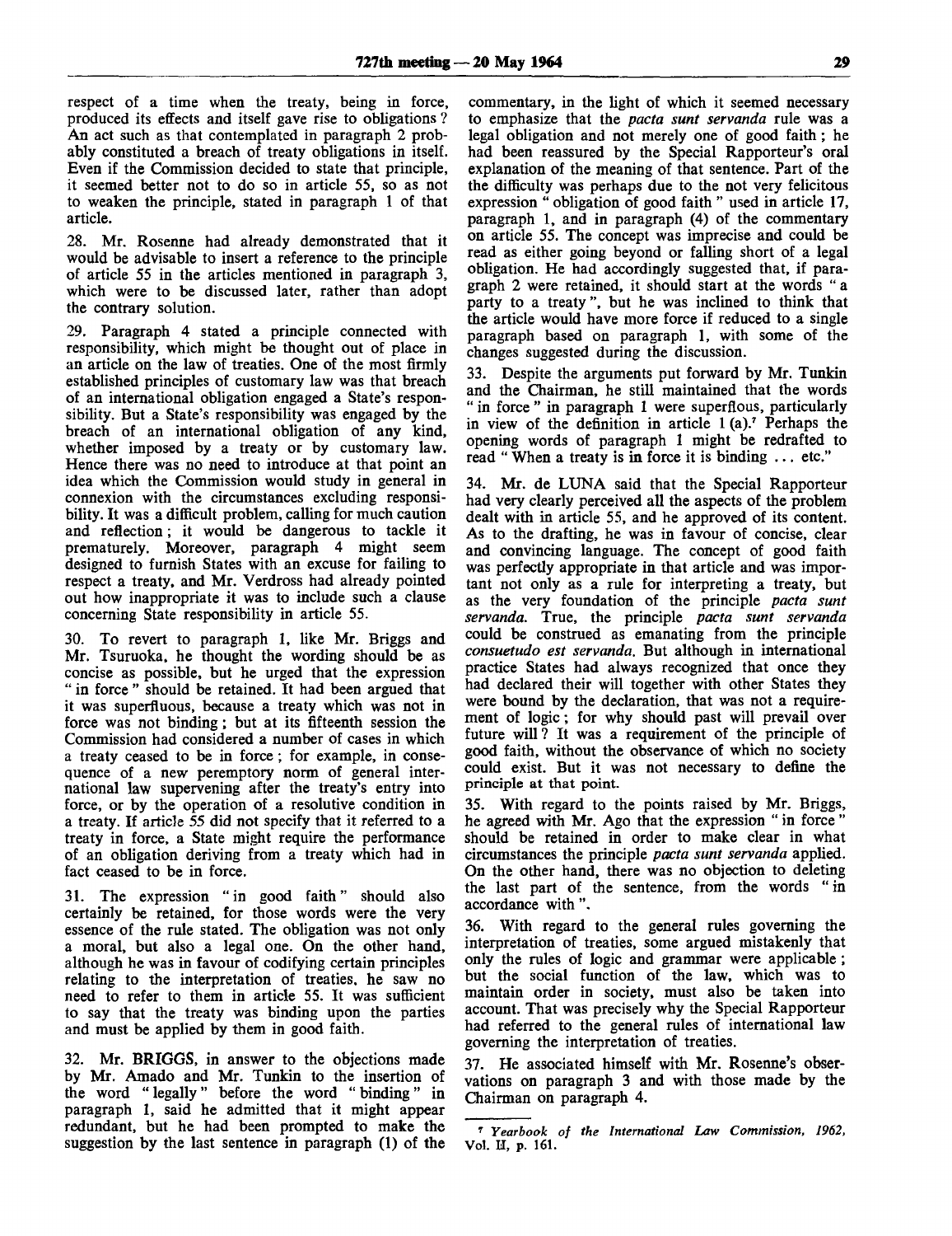respect of a time when the treaty, being in force, produced its effects and itself gave rise to obligations? An act such as that contemplated in paragraph 2 probably constituted a breach of treaty obligations in itself. Even if the Commission decided to state that principle, it seemed better not to do so in article 55, so as not to weaken the principle, stated in paragraph 1 of that article.

28. Mr. Rosenne had already demonstrated that it would be advisable to insert a reference to the principle of article 55 in the articles mentioned in paragraph 3, which were to be discussed later, rather than adopt the contrary solution.

29. Paragraph 4 stated a principle connected with responsibility, which might be thought out of place in an article on the law of treaties. One of the most firmly established principles of customary law was that breach of an international obligation engaged a State's responsibility. But a State's responsibility was engaged by the breach of an international obligation of any kind, whether imposed by a treaty or by customary law. Hence there was no need to introduce at that point an idea which the Commission would study in general in connexion with the circumstances excluding responsibility. It was a difficult problem, calling for much caution and reflection; it would be dangerous to tackle it prematurely. Moreover, paragraph 4 might seem designed to furnish States with an excuse for failing to respect a treaty, and Mr. Verdross had already pointed out how inappropriate it was to include such a clause concerning State responsibility in article 55.

30. To revert to paragraph 1, like Mr. Briggs and Mr. Tsuruoka, he thought the wording should be as concise as possible, but he urged that the expression "in force" should be retained. It had been argued that it was superfluous, because a treaty which was not in force was not binding; but at its fifteenth session the Commission had considered a number of cases in which a treaty ceased to be in force; for example, in consequence of a new peremptory norm of general international law supervening after the treaty's entry into force, or by the operation of a resolutive condition in a treaty. If article 55 did not specify that it referred to a treaty in force, a State might require the performance of an obligation deriving from a treaty which had in fact ceased to be in force.

31. The expression "in good faith" should also certainly be retained, for those words were the very essence of the rule stated. The obligation was not only a moral, but also a legal one. On the other hand, although he was in favour of codifying certain principles relating to the interpretation of treaties, he saw no need to refer to them in article 55. It was sufficient to say that the treaty was binding upon the parties and must be applied by them in good faith.

32. Mr. BRIGGS, in answer to the objections made by Mr. Amado and Mr. Tunkin to the insertion of the word "legally" before the word "binding" in paragraph 1, said he admitted that it might appear redundant, but he had been prompted to make the suggestion by the last sentence in paragraph (1) of the commentary, in the light of which it seemed necessary to emphasize that the *pacta sunt servanda* rule was a legal obligation and not merely one of good faith; he had been reassured by the Special Rapporteur's oral explanation of the meaning of that sentence. Part of the difficulty was perhaps due to the not very felicitous expression "obligation of good faith" used in article 17, paragraph 1, and in paragraph (4) of the commentary on article 55. The concept was imprecise and could be read as either going beyond or falling short of a legal obligation. He had accordingly suggested that, if paragraph 2 were retained, it should start at the words "a party to a treaty", but he was inclined to think that the article would have more force if reduced to a single paragraph based on paragraph 1, with some of the changes suggested during the discussion.

33. Despite the arguments put forward by Mr. Tunkin and the Chairman, he still maintained that the words "in force" in paragraph 1 were superflous, particularly in view of the definition in article 1 (a).[7] Perhaps the opening words of paragraph 1 might be redrafted to read "When a treaty is in force it is binding ... etc."

34. Mr. de LUNA said that the Special Rapporteur had very clearly perceived all the aspects of the problem dealt with in article 55, and he approved of its content. As to the drafting, he was in favour of concise, clear and convincing language. The concept of good faith was perfectly appropriate in that article and was important not only as a rule for interpreting a treaty, but as the very foundation of the principle *pacta sunt servanda*. True, the principle *pacta sunt servanda* could be construed as emanating from the principle *consuetudo est servanda*. But although in international practice States had always recognized that once they had declared their will together with other States they were bound by the declaration, that was not a requirement of logic; for why should past will prevail over future will? It was a requirement of the principle of good faith, without the observance of which no society could exist. But it was not necessary to define the principle at that point.

35. With regard to the points raised by Mr. Briggs, he agreed with Mr. Ago that the expression "in force" should be retained in order to make clear in what circumstances the principle *pacta sunt servanda* applied. On the other hand, there was no objection to deleting the last part of the sentence, from the words "in accordance with".

36. With regard to the general rules governing the interpretation of treaties, some argued mistakenly that only the rules of logic and grammar were applicable; but the social function of the law, which was to maintain order in society, must also be taken into account. That was precisely why the Special Rapporteur had referred to the general rules of international law governing the interpretation of treaties.

37. He associated himself with Mr. Rosenne's observations on paragraph 3 and with those made by the Chairman on paragraph 4.

[7] *Yearbook of the International Law Commission, 1962*, Vol. II, p. 161.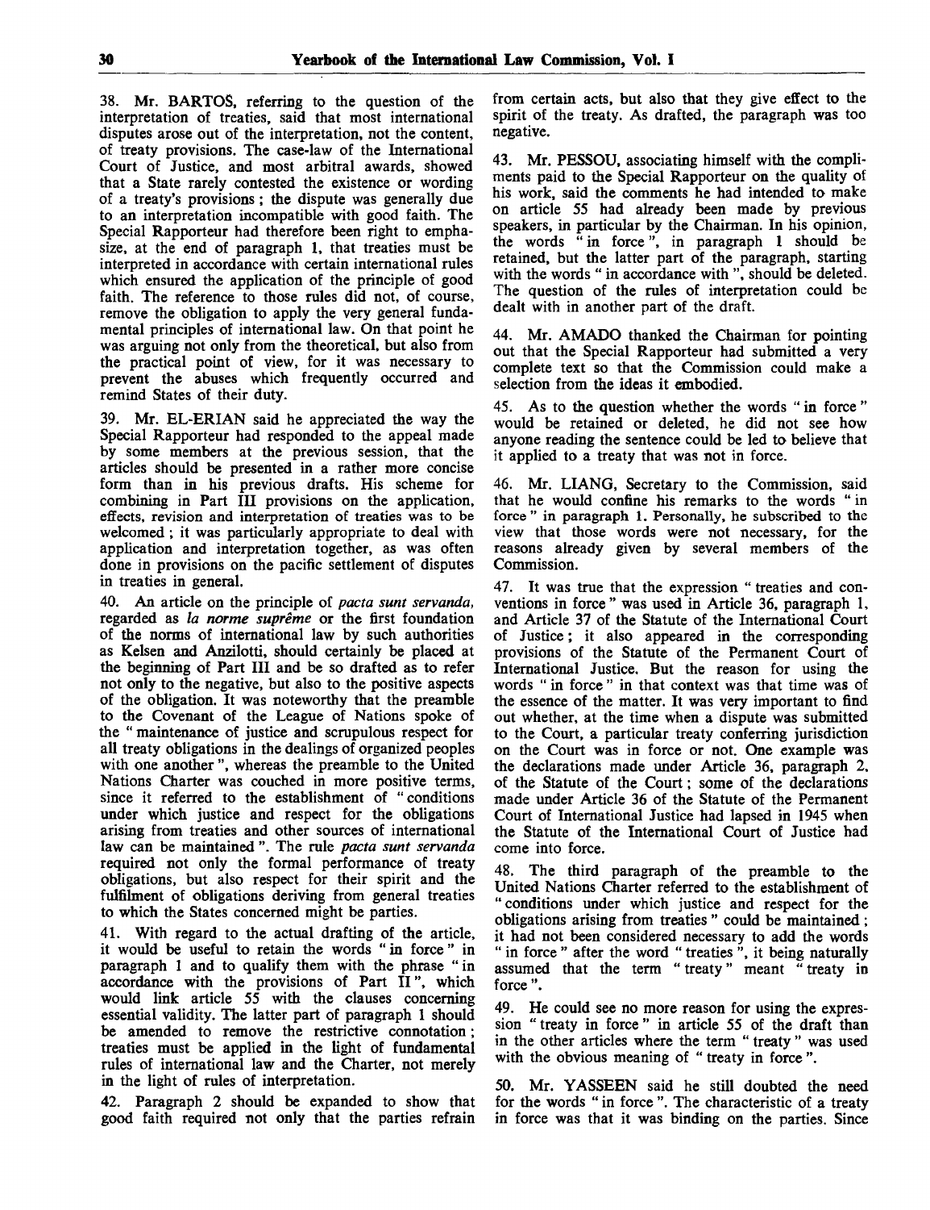38. Mr. BARTOS, referring to the question of the interpretation of treaties, said that most international disputes arose out of the interpretation, not the content, of treaty provisions. The case-law of the International Court of Justice, and most arbitral awards, showed that a State rarely contested the existence or wording of a treaty's provisions; the dispute was generally due to an interpretation incompatible with good faith. The Special Rapporteur had therefore been right to emphasize, at the end of paragraph 1, that treaties must be interpreted in accordance with certain international rules which ensured the application of the principle of good faith. The reference to those rules did not, of course, remove the obligation to apply the very general fundamental principles of international law. On that point he was arguing not only from the theoretical, but also from the practical point of view, for it was necessary to prevent the abuses which frequently occurred and remind States of their duty.

39. Mr. EL-ERIAN said he appreciated the way the Special Rapporteur had responded to the appeal made by some members at the previous session, that the articles should be presented in a rather more concise form than in his previous drafts. His scheme for combining in Part III provisions on the application, effects, revision and interpretation of treaties was to be welcomed; it was particularly appropriate to deal with application and interpretation together, as was often done in provisions on the pacific settlement of disputes in treaties in general.

40. An article on the principle of *pacta sunt servanda*, regarded as *la norme suprême* or the first foundation of the norms of international law by such authorities as Kelsen and Anzilotti, should certainly be placed at the beginning of Part III and be so drafted as to refer not only to the negative, but also to the positive aspects of the obligation. It was noteworthy that the preamble to the Covenant of the League of Nations spoke of the "maintenance of justice and scrupulous respect for all treaty obligations in the dealings of organized peoples with one another", whereas the preamble to the United Nations Charter was couched in more positive terms, since it referred to the establishment of "conditions under which justice and respect for the obligations arising from treaties and other sources of international law can be maintained". The rule *pacta sunt servanda* required not only the formal performance of treaty obligations, but also respect for their spirit and the fulfilment of obligations deriving from general treaties to which the States concerned might be parties.

41. With regard to the actual drafting of the article, it would be useful to retain the words "in force" in paragraph 1 and to qualify them with the phrase "in accordance with the provisions of Part II", which would link article 55 with the clauses concerning essential validity. The latter part of paragraph 1 should be amended to remove the restrictive connotation; treaties must be applied in the light of fundamental rules of international law and the Charter, not merely in the light of rules of interpretation.

42. Paragraph 2 should be expanded to show that good faith required not only that the parties refrain from certain acts, but also that they give effect to the spirit of the treaty. As drafted, the paragraph was too negative.

43. Mr. PESSOU, associating himself with the compliments paid to the Special Rapporteur on the quality of his work, said the comments he had intended to make on article 55 had already been made by previous speakers, in particular by the Chairman. In his opinion, the words "in force", in paragraph 1 should be retained, but the latter part of the paragraph, starting with the words "in accordance with", should be deleted. The question of the rules of interpretation could be dealt with in another part of the draft.

44. Mr. AMADO thanked the Chairman for pointing out that the Special Rapporteur had submitted a very complete text so that the Commission could make a selection from the ideas it embodied.

45. As to the question whether the words "in force" would be retained or deleted, he did not see how anyone reading the sentence could be led to believe that it applied to a treaty that was not in force.

46. Mr. LIANG, Secretary to the Commission, said that he would confine his remarks to the words "in force" in paragraph 1. Personally, he subscribed to the view that those words were not necessary, for the reasons already given by several members of the Commission.

47. It was true that the expression "treaties and conventions in force" was used in Article 36, paragraph 1, and Article 37 of the Statute of the International Court of Justice; it also appeared in the corresponding provisions of the Statute of the Permanent Court of International Justice. But the reason for using the words "in force" in that context was that time was of the essence of the matter. It was very important to find out whether, at the time when a dispute was submitted to the Court, a particular treaty conferring jurisdiction on the Court was in force or not. One example was the declarations made under Article 36, paragraph 2, of the Statute of the Court; some of the declarations made under Article 36 of the Statute of the Permanent Court of International Justice had lapsed in 1945 when the Statute of the International Court of Justice had come into force.

48. The third paragraph of the preamble to the United Nations Charter referred to the establishment of "conditions under which justice and respect for the obligations arising from treaties" could be maintained; it had not been considered necessary to add the words "in force" after the word "treaties", it being naturally assumed that the term "treaty" meant "treaty in force".

49. He could see no more reason for using the expression "treaty in force" in article 55 of the draft than in the other articles where the term "treaty" was used with the obvious meaning of "treaty in force".

50. Mr. YASSEEN said he still doubted the need for the words "in force". The characteristic of a treaty in force was that it was binding on the parties. Since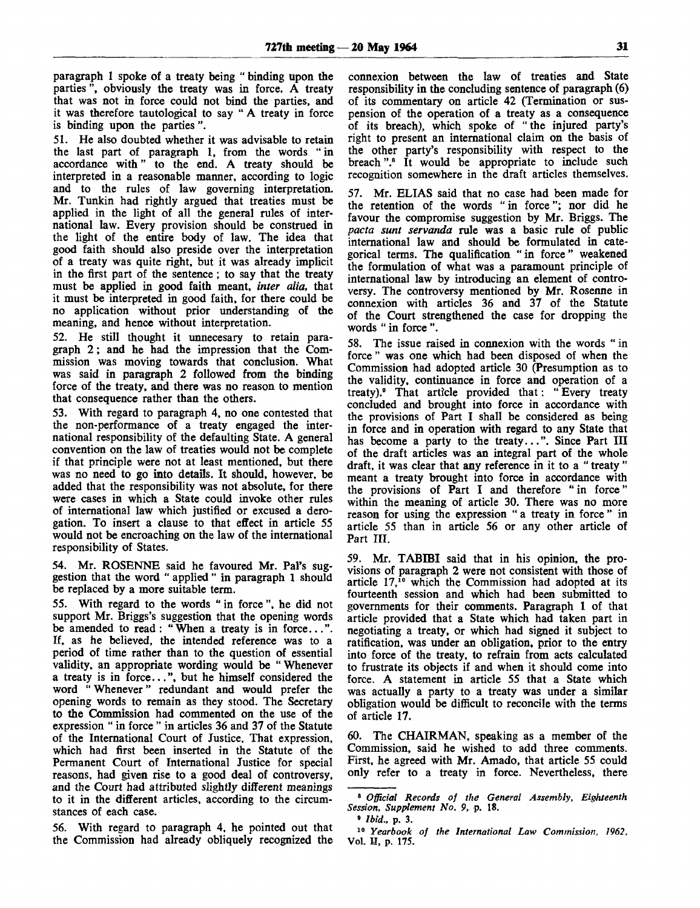paragraph 1 spoke of a treaty being "binding upon the parties", obviously the treaty was in force. A treaty that was not in force could not bind the parties, and it was therefore tautological to say "A treaty in force is binding upon the parties".

51. He also doubted whether it was advisable to retain the last part of paragraph 1, from the words "in accordance with" to the end. A treaty should be interpreted in a reasonable manner, according to logic and to the rules of law governing interpretation. Mr. Tunkin had rightly argued that treaties must be applied in the light of all the general rules of international law. Every provision should be construed in the light of the entire body of law. The idea that good faith should also preside over the interpretation of a treaty was quite right, but it was already implicit in the first part of the sentence; to say that the treaty must be applied in good faith meant, *inter alia,* that it must be interpreted in good faith, for there could be no application without prior understanding of the meaning, and hence without interpretation.

52. He still thought it unnecesary to retain paragraph 2; and he had the impression that the Commission was moving towards that conclusion. What was said in paragraph 2 followed from the binding force of the treaty, and there was no reason to mention that consequence rather than the others.

53. With regard to paragraph 4, no one contested that the non-performance of a treaty engaged the international responsibility of the defaulting State. A general convention on the law of treaties would not be complete if that principle were not at least mentioned, but there was no need to go into details. It should, however, be added that the responsibility was not absolute, for there were cases in which a State could invoke other rules of international law which justified or excused a derogation. To insert a clause to that effect in article 55 would not be encroaching on the law of the international responsibility of States.

54. Mr. ROSENNE said he favoured Mr. Pal's suggestion that the word "applied" in paragraph 1 should be replaced by a more suitable term.

55. With regard to the words "in force", he did not support Mr. Briggs's suggestion that the opening words be amended to read: "When a treaty is in force...". If, as he believed, the intended reference was to a period of time rather than to the question of essential validity, an appropriate wording would be "Whenever a treaty is in force...", but he himself considered the word "Whenever" redundant and would prefer the opening words to remain as they stood. The Secretary to the Commission had commented on the use of the expression "in force" in articles 36 and 37 of the Statute of the International Court of Justice. That expression, which had first been inserted in the Statute of the Permanent Court of International Justice for special reasons, had given rise to a good deal of controversy, and the Court had attributed slightly different meanings to it in the different articles, according to the circumstances of each case.

56. With regard to paragraph 4, he pointed out that the Commission had already obliquely recognized the connexion between the law of treaties and State responsibility in the concluding sentence of paragraph (6) of its commentary on article 42 (Termination or suspension of the operation of a treaty as a consequence of its breach), which spoke of "the injured party's right to present an international claim on the basis of the other party's responsibility with respect to the breach".[8] It would be appropriate to include such recognition somewhere in the draft articles themselves.

57. Mr. ELIAS said that no case had been made for the retention of the words "in force"; nor did he favour the compromise suggestion by Mr. Briggs. The *pacta sunt servanda* rule was a basic rule of public international law and should be formulated in categorical terms. The qualification "in force" weakened the formulation of what was a paramount principle of international law by introducing an element of controversy. The controversy mentioned by Mr. Rosenne in connexion with articles 36 and 37 of the Statute of the Court strengthened the case for dropping the words "in force".

58. The issue raised in connexion with the words "in force" was one which had been disposed of when the Commission had adopted article 30 (Presumption as to the validity, continuance in force and operation of a treaty).[9] That article provided that: "Every treaty concluded and brought into force in accordance with the provisions of Part I shall be considered as being in force and in operation with regard to any State that has become a party to the treaty...". Since Part III of the draft articles was an integral part of the whole draft, it was clear that any reference in it to a "treaty" meant a treaty brought into force in accordance with the provisions of Part I and therefore "in force" within the meaning of article 30. There was no more reason for using the expression "a treaty in force" in article 55 than in article 56 or any other article of Part III.

59. Mr. TABIBI said that in his opinion, the provisions of paragraph 2 were not consistent with those of article 17,[10] which the Commission had adopted at its fourteenth session and which had been submitted to governments for their comments. Paragraph 1 of that article provided that a State which had taken part in negotiating a treaty, or which had signed it subject to ratification, was under an obligation, prior to the entry into force of the treaty, to refrain from acts calculated to frustrate its objects if and when it should come into force. A statement in article 55 that a State which was actually a party to a treaty was under a similar obligation would be difficult to reconcile with the terms of article 17.

60. The CHAIRMAN, speaking as a member of the Commission, said he wished to add three comments. First, he agreed with Mr. Amado, that article 55 could only refer to a treaty in force. Nevertheless, there

[8] *Official Records of the General Assembly, Eighteenth Session, Supplement No. 9,* p. 18.

[9] *Ibid.,* p. 3.

[10] *Yearbook of the International Law Commission, 1962,* Vol. II, p. 175.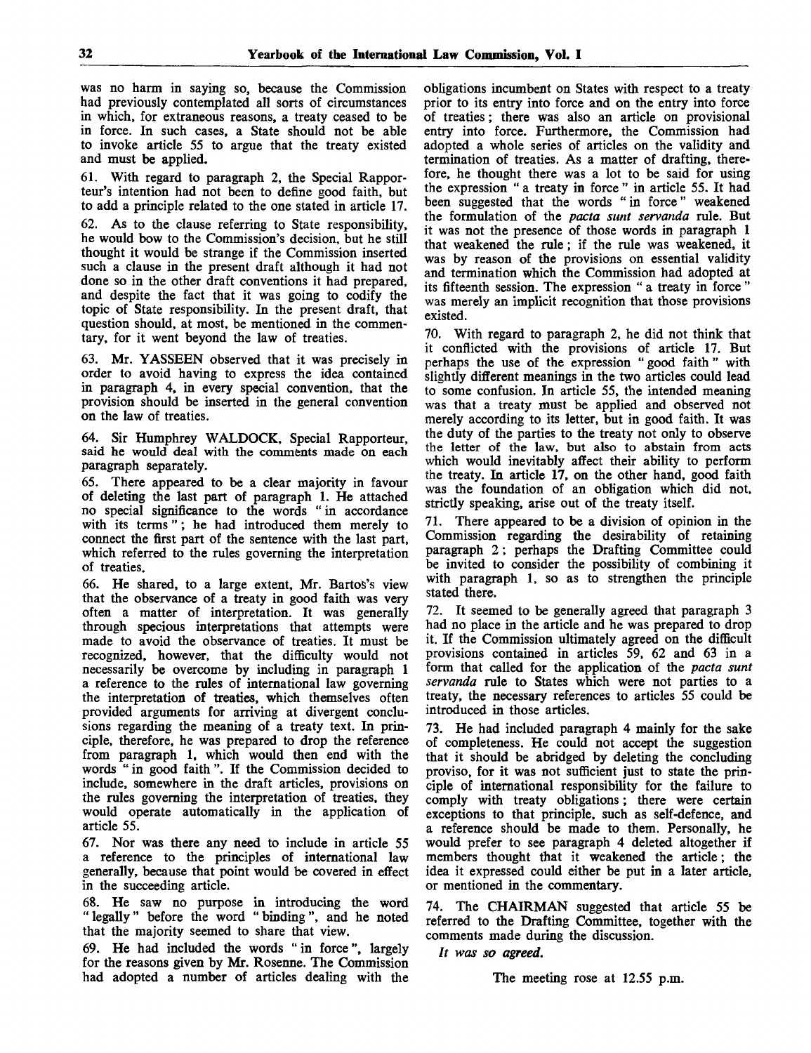was no harm in saying so, because the Commission had previously contemplated all sorts of circumstances in which, for extraneous reasons, a treaty ceased to be in force. In such cases, a State should not be able to invoke article 55 to argue that the treaty existed and must be applied.

61. With regard to paragraph 2, the Special Rapporteur's intention had not been to define good faith, but to add a principle related to the one stated in article 17.

62. As to the clause referring to State responsibility, he would bow to the Commission's decision, but he still thought it would be strange if the Commission inserted such a clause in the present draft although it had not done so in the other draft conventions it had prepared, and despite the fact that it was going to codify the topic of State responsibility. In the present draft, that question should, at most, be mentioned in the commentary, for it went beyond the law of treaties.

63. Mr. YASSEEN observed that it was precisely in order to avoid having to express the idea contained in paragraph 4, in every special convention, that the provision should be inserted in the general convention on the law of treaties.

64. Sir Humphrey WALDOCK, Special Rapporteur, said he would deal with the comments made on each paragraph separately.

65. There appeared to be a clear majority in favour of deleting the last part of paragraph 1. He attached no special significance to the words "in accordance with its terms"; he had introduced them merely to connect the first part of the sentence with the last part, which referred to the rules governing the interpretation of treaties.

66. He shared, to a large extent, Mr. Bartoš's view that the observance of a treaty in good faith was very often a matter of interpretation. It was generally through specious interpretations that attempts were made to avoid the observance of treaties. It must be recognized, however, that the difficulty would not necessarily be overcome by including in paragraph 1 a reference to the rules of international law governing the interpretation of treaties, which themselves often provided arguments for arriving at divergent conclusions regarding the meaning of a treaty text. In principle, therefore, he was prepared to drop the reference from paragraph 1, which would then end with the words "in good faith". If the Commission decided to include, somewhere in the draft articles, provisions on the rules governing the interpretation of treaties, they would operate automatically in the application of article 55.

67. Nor was there any need to include in article 55 a reference to the principles of international law generally, because that point would be covered in effect in the succeeding article.

68. He saw no purpose in introducing the word "legally" before the word "binding", and he noted that the majority seemed to share that view.

69. He had included the words "in force", largely for the reasons given by Mr. Rosenne. The Commission had adopted a number of articles dealing with the obligations incumbent on States with respect to a treaty prior to its entry into force and on the entry into force of treaties; there was also an article on provisional entry into force. Furthermore, the Commission had adopted a whole series of articles on the validity and termination of treaties. As a matter of drafting, therefore, he thought there was a lot to be said for using the expression "a treaty in force" in article 55. It had been suggested that the words "in force" weakened the formulation of the *pacta sunt servanda* rule. But it was not the presence of those words in paragraph 1 that weakened the rule; if the rule was weakened, it was by reason of the provisions on essential validity and termination which the Commission had adopted at its fifteenth session. The expression "a treaty in force" was merely an implicit recognition that those provisions existed.

70. With regard to paragraph 2, he did not think that it conflicted with the provisions of article 17. But perhaps the use of the expression "good faith" with slightly different meanings in the two articles could lead to some confusion. In article 55, the intended meaning was that a treaty must be applied and observed not merely according to its letter, but in good faith. It was the duty of the parties to the treaty not only to observe the letter of the law, but also to abstain from acts which would inevitably affect their ability to perform the treaty. In article 17, on the other hand, good faith was the foundation of an obligation which did not, strictly speaking, arise out of the treaty itself.

71. There appeared to be a division of opinion in the Commission regarding the desirability of retaining paragraph 2; perhaps the Drafting Committee could be invited to consider the possibility of combining it with paragraph 1, so as to strengthen the principle stated there.

72. It seemed to be generally agreed that paragraph 3 had no place in the article and he was prepared to drop it. If the Commission ultimately agreed on the difficult provisions contained in articles 59, 62 and 63 in a form that called for the application of the *pacta sunt servanda* rule to States which were not parties to a treaty, the necessary references to articles 55 could be introduced in those articles.

73. He had included paragraph 4 mainly for the sake of completeness. He could not accept the suggestion that it should be abridged by deleting the concluding proviso, for it was not sufficient just to state the principle of international responsibility for the failure to comply with treaty obligations; there were certain exceptions to that principle, such as self-defence, and a reference should be made to them. Personally, he would prefer to see paragraph 4 deleted altogether if members thought that it weakened the article; the idea it expressed could either be put in a later article, or mentioned in the commentary.

74. The CHAIRMAN suggested that article 55 be referred to the Drafting Committee, together with the comments made during the discussion.

*It was so agreed.*

The meeting rose at 12.55 p.m.